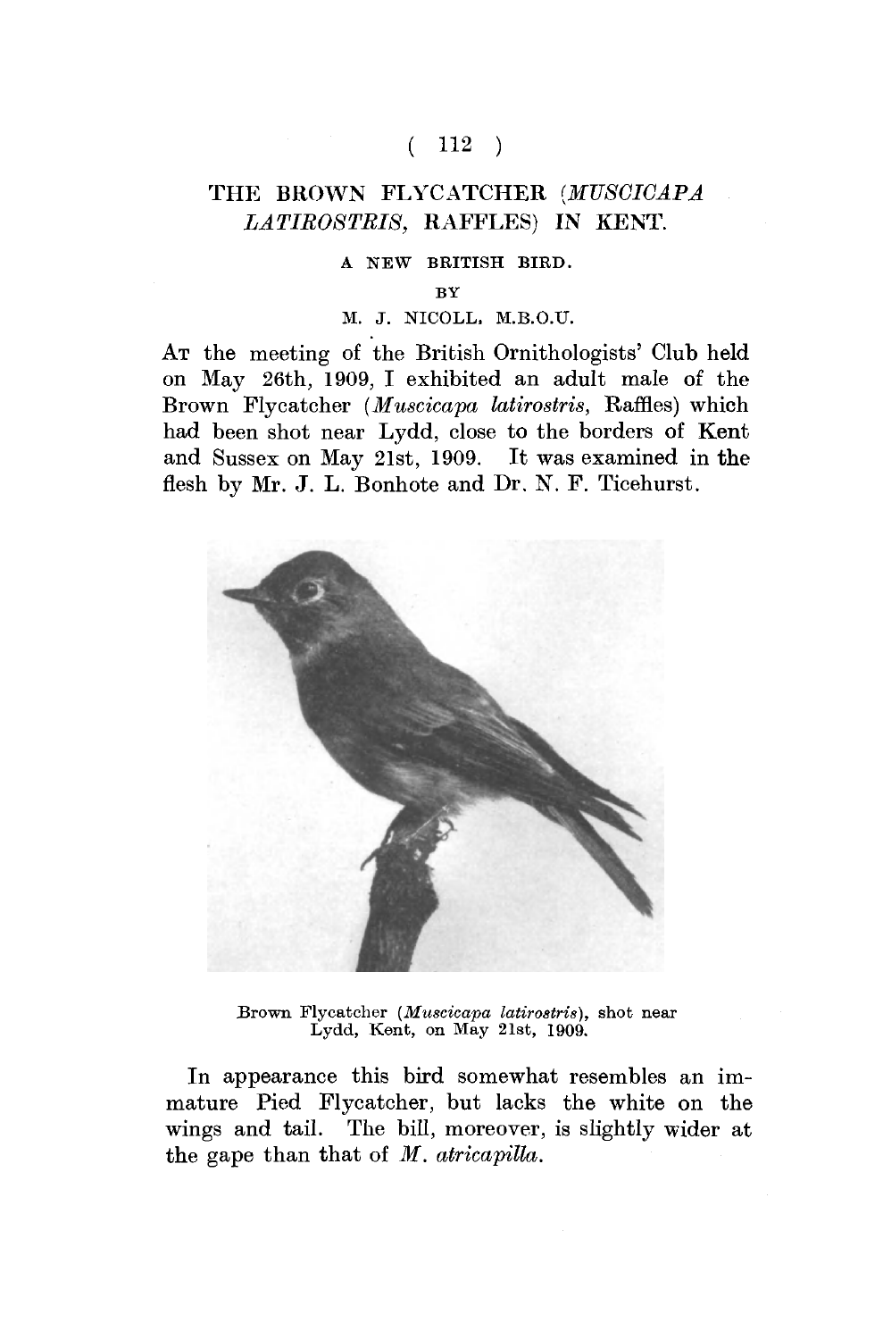# THE BROWN FLYCATCHER (*MUSCICAPA LATIROSTRIS*, RAFFLES) IN KENT.

### A NEW BRITISH BIRD.

BY

M. J. NICOLL, M.B.O.U.

At the meeting of the British Ornithologists' Club held on May 26th, 1909, I exhibited an adult male of the Brown Flycatcher (*Muscicapa latirostris*, Raffles) which had been shot near Lydd, close to the borders of Kent and Sussex on May 21st, 1909. It was examined in the flesh by Mr. J. L. Bonhote and Dr. N. F. Ticehurst.

Brown Flycatcher (*Muscicapa latirostris*), shot near Lydd, Kent, on May 21st, 1909.

In appearance this bird somewhat resembles an immature Pied Flycatcher, but lacks the white on the wings and tail. The bill, moreover, is slightly wider at the gape than that of *M. atricapilla*.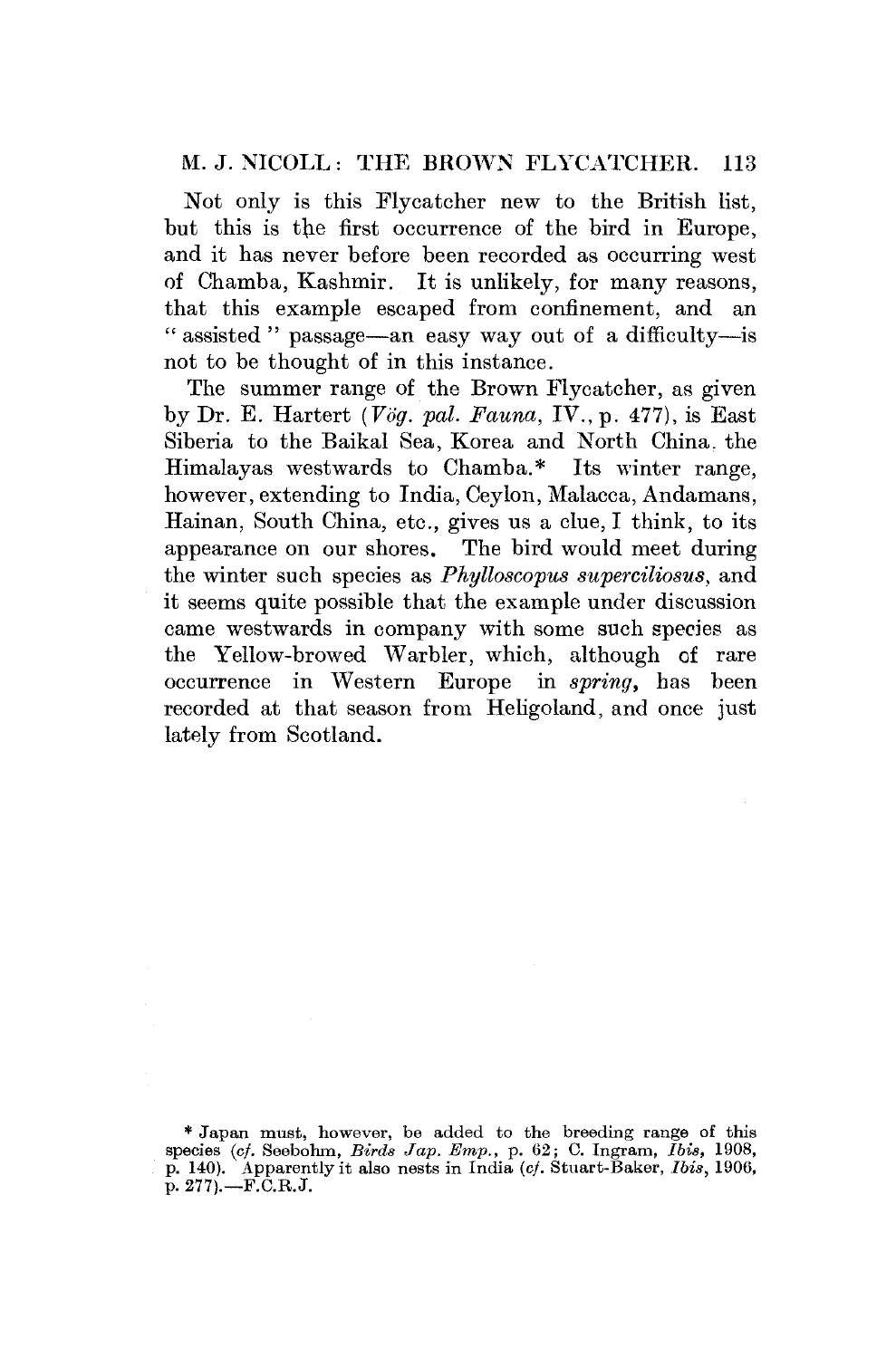Not only is this Flycatcher new to the British list, but this is the first occurrence of the bird in Europe, and it has never before been recorded as occurring west of Chamba, Kashmir. It is unlikely, for many reasons, that this example escaped from confinement, and an "assisted" passage—an easy way out of a difficulty—is not to be thought of in this instance.

The summer range of the Brown Flycatcher, as given by Dr. E. Hartert (*Vög. pal. Fauna*, IV., p. 477), is East Siberia to the Baikal Sea, Korea and North China, the Himalayas westwards to Chamba.* Its winter range, however, extending to India, Ceylon, Malacca, Andamans, Hainan, South China, etc., gives us a clue, I think, to its appearance on our shores. The bird would meet during the winter such species as *Phylloscopus superciliosus*, and it seems quite possible that the example under discussion came westwards in company with some such species as the Yellow-browed Warbler, which, although of rare occurrence in Western Europe in *spring*, has been recorded at that season from Heligoland, and once just lately from Scotland.

* Japan must, however, be added to the breeding range of this species (*cf.* Seebohm, *Birds Jap. Emp.*, p. 62; C. Ingram, *Ibis*, 1908, p. 140). Apparently it also nests in India (*cf.* Stuart-Baker, *Ibis*, 1906, p. 277).—F.C.R.J.